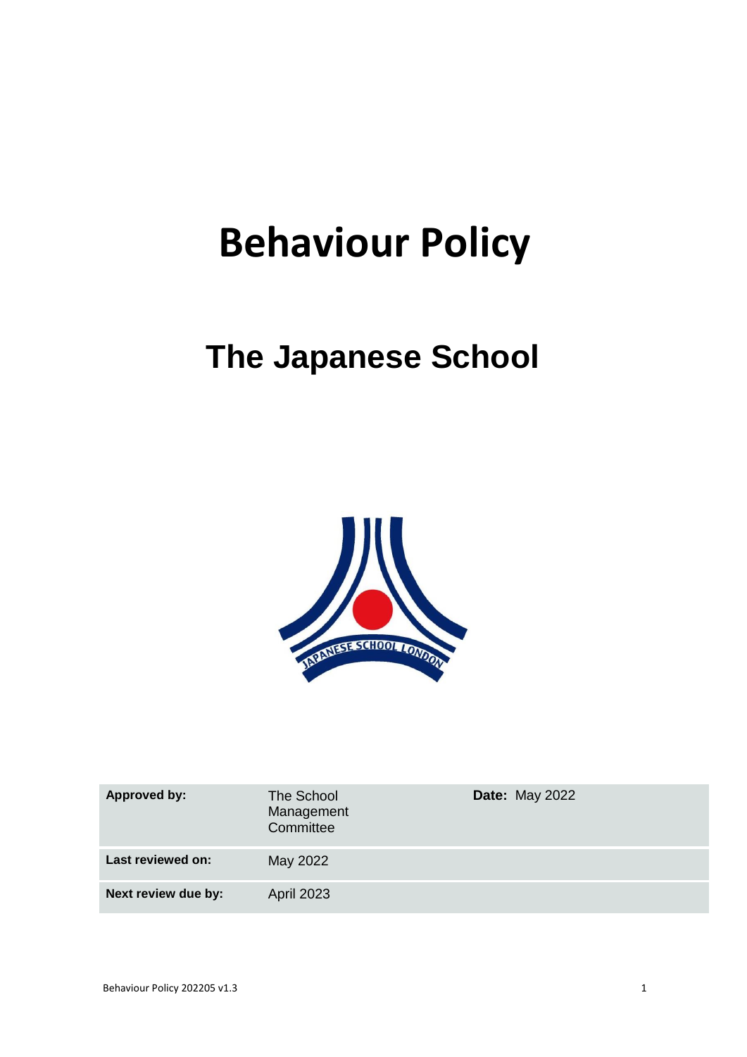# Behaviour Policy

## The Japanese School

| Approved by: | The School Management Committee | Date: May 2022 |
|---|---|---|
| Last reviewed on: | May 2022 | |
| Next review due by: | April 2023 | |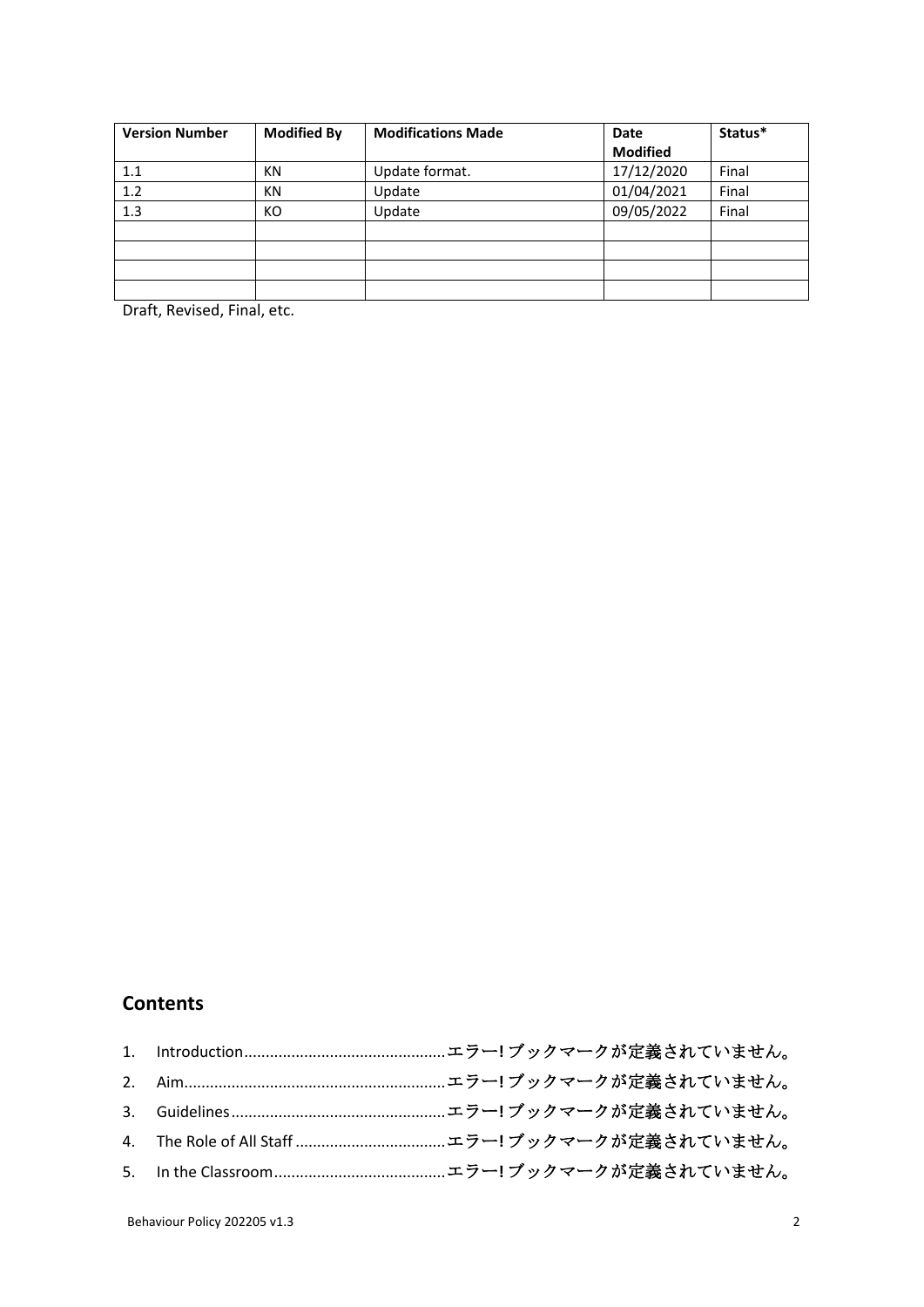| Version Number | Modified By | Modifications Made | Date Modified | Status* |
|---|---|---|---|---|
| 1.1 | KN | Update format. | 17/12/2020 | Final |
| 1.2 | KN | Update | 01/04/2021 | Final |
| 1.3 | KO | Update | 09/05/2022 | Final |
| | | | | |
| | | | | |
| | | | | |
| | | | | |

Draft, Revised, Final, etc.

## Contents

1. Introduction.............................................エラー! ブックマークが定義されていません。
2. Aim..........................................................エラー! ブックマークが定義されていません。
3. Guidelines...............................................エラー! ブックマークが定義されていません。
4. The Role of All Staff .................................エラー! ブックマークが定義されていません。
5. In the Classroom......................................エラー! ブックマークが定義されていません。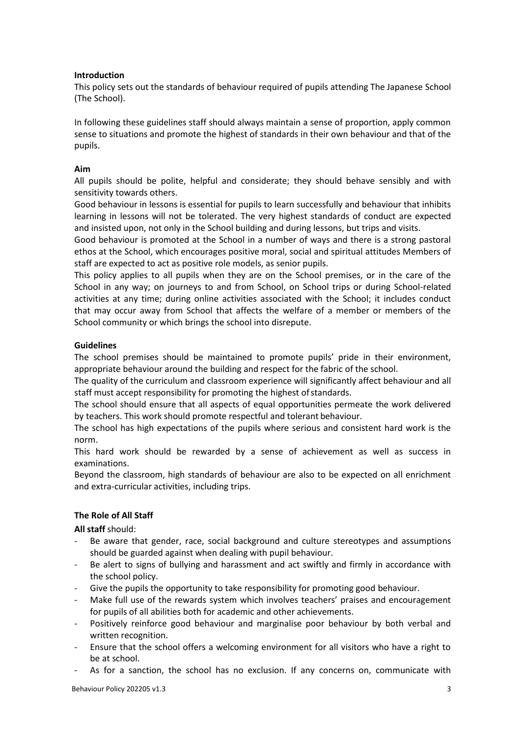**Introduction**

This policy sets out the standards of behaviour required of pupils attending The Japanese School (The School).

In following these guidelines staff should always maintain a sense of proportion, apply common sense to situations and promote the highest of standards in their own behaviour and that of the pupils.

**Aim**

All pupils should be polite, helpful and considerate; they should behave sensibly and with sensitivity towards others.

Good behaviour in lessons is essential for pupils to learn successfully and behaviour that inhibits learning in lessons will not be tolerated. The very highest standards of conduct are expected and insisted upon, not only in the School building and during lessons, but trips and visits.

Good behaviour is promoted at the School in a number of ways and there is a strong pastoral ethos at the School, which encourages positive moral, social and spiritual attitudes Members of staff are expected to act as positive role models, as senior pupils.

This policy applies to all pupils when they are on the School premises, or in the care of the School in any way; on journeys to and from School, on School trips or during School-related activities at any time; during online activities associated with the School; it includes conduct that may occur away from School that affects the welfare of a member or members of the School community or which brings the school into disrepute.

**Guidelines**

The school premises should be maintained to promote pupils' pride in their environment, appropriate behaviour around the building and respect for the fabric of the school.

The quality of the curriculum and classroom experience will significantly affect behaviour and all staff must accept responsibility for promoting the highest of standards.

The school should ensure that all aspects of equal opportunities permeate the work delivered by teachers. This work should promote respectful and tolerant behaviour.

The school has high expectations of the pupils where serious and consistent hard work is the norm.

This hard work should be rewarded by a sense of achievement as well as success in examinations.

Beyond the classroom, high standards of behaviour are also to be expected on all enrichment and extra-curricular activities, including trips.

**The Role of All Staff**

**All staff** should:

- Be aware that gender, race, social background and culture stereotypes and assumptions should be guarded against when dealing with pupil behaviour.
- Be alert to signs of bullying and harassment and act swiftly and firmly in accordance with the school policy.
- Give the pupils the opportunity to take responsibility for promoting good behaviour.
- Make full use of the rewards system which involves teachers' praises and encouragement for pupils of all abilities both for academic and other achievements.
- Positively reinforce good behaviour and marginalise poor behaviour by both verbal and written recognition.
- Ensure that the school offers a welcoming environment for all visitors who have a right to be at school.
- As for a sanction, the school has no exclusion. If any concerns on, communicate with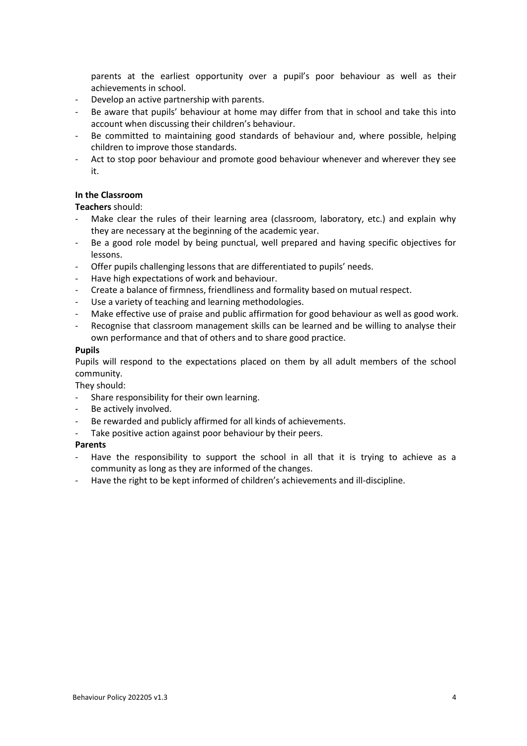parents at the earliest opportunity over a pupil's poor behaviour as well as their achievements in school.

- Develop an active partnership with parents.
- Be aware that pupils' behaviour at home may differ from that in school and take this into account when discussing their children's behaviour.
- Be committed to maintaining good standards of behaviour and, where possible, helping children to improve those standards.
- Act to stop poor behaviour and promote good behaviour whenever and wherever they see it.

**In the Classroom**

**Teachers** should:

- Make clear the rules of their learning area (classroom, laboratory, etc.) and explain why they are necessary at the beginning of the academic year.
- Be a good role model by being punctual, well prepared and having specific objectives for lessons.
- Offer pupils challenging lessons that are differentiated to pupils' needs.
- Have high expectations of work and behaviour.
- Create a balance of firmness, friendliness and formality based on mutual respect.
- Use a variety of teaching and learning methodologies.
- Make effective use of praise and public affirmation for good behaviour as well as good work.
- Recognise that classroom management skills can be learned and be willing to analyse their own performance and that of others and to share good practice.

**Pupils**

Pupils will respond to the expectations placed on them by all adult members of the school community.

They should:

- Share responsibility for their own learning.
- Be actively involved.
- Be rewarded and publicly affirmed for all kinds of achievements.
- Take positive action against poor behaviour by their peers.

**Parents**

- Have the responsibility to support the school in all that it is trying to achieve as a community as long as they are informed of the changes.
- Have the right to be kept informed of children's achievements and ill-discipline.